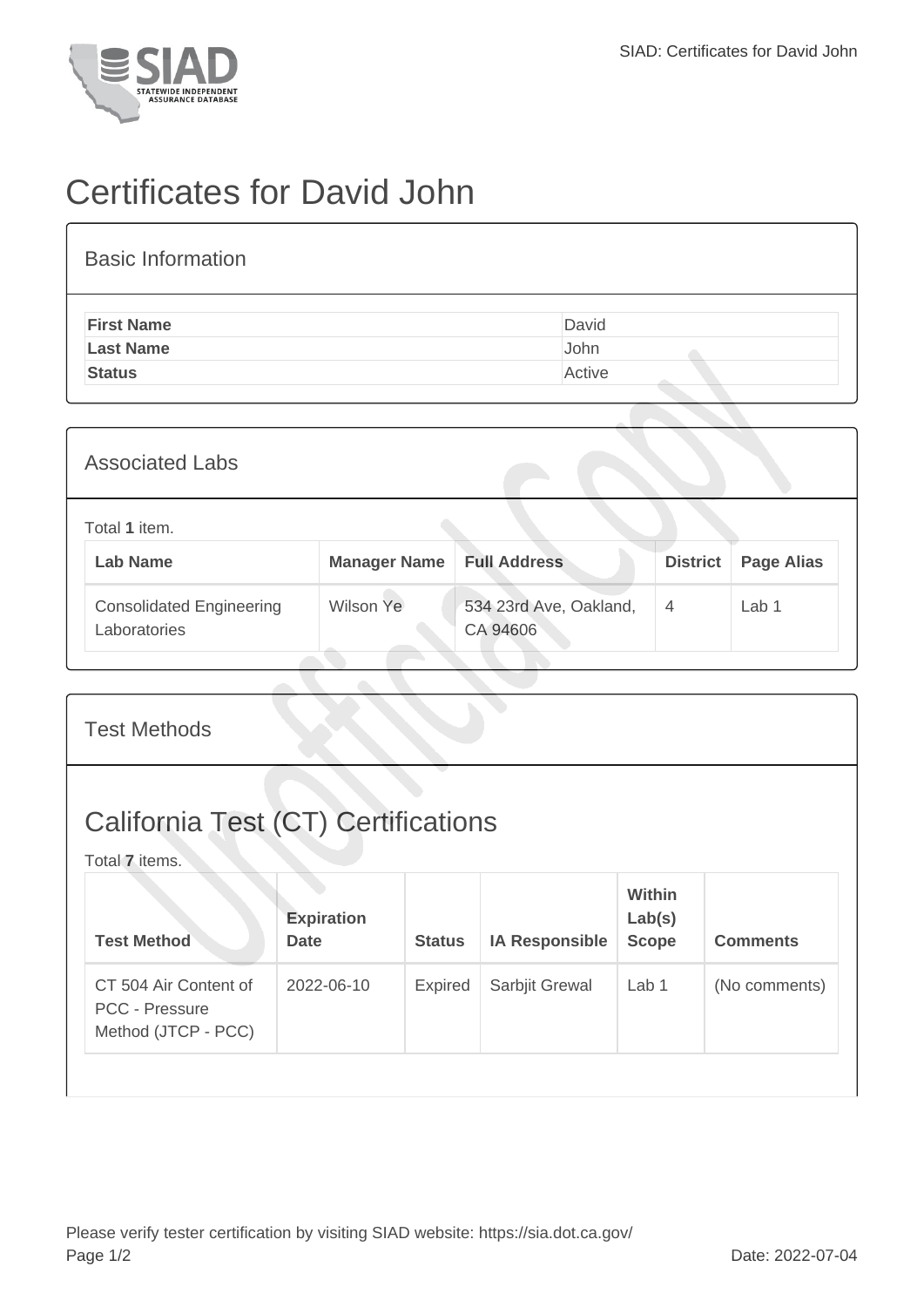# Certificates for David John

## Basic Information

| | |
|---|---|
| **First Name** | David |
| **Last Name** | John |
| **Status** | Active |

## Associated Labs

Total **1** item.

| Lab Name | Manager Name | Full Address | District | Page Alias |
|---|---|---|---|---|
| Consolidated Engineering Laboratories | Wilson Ye | 534 23rd Ave, Oakland, CA 94606 | 4 | Lab 1 |

## Test Methods

## California Test (CT) Certifications

Total **7** items.

| Test Method | Expiration Date | Status | IA Responsible | Within Lab(s) Scope | Comments |
|---|---|---|---|---|---|
| CT 504 Air Content of PCC - Pressure Method (JTCP - PCC) | 2022-06-10 | Expired | Sarbjit Grewal | Lab 1 | (No comments) |

Please verify tester certification by visiting SIAD website: https://sia.dot.ca.gov/

Date: 2022-07-04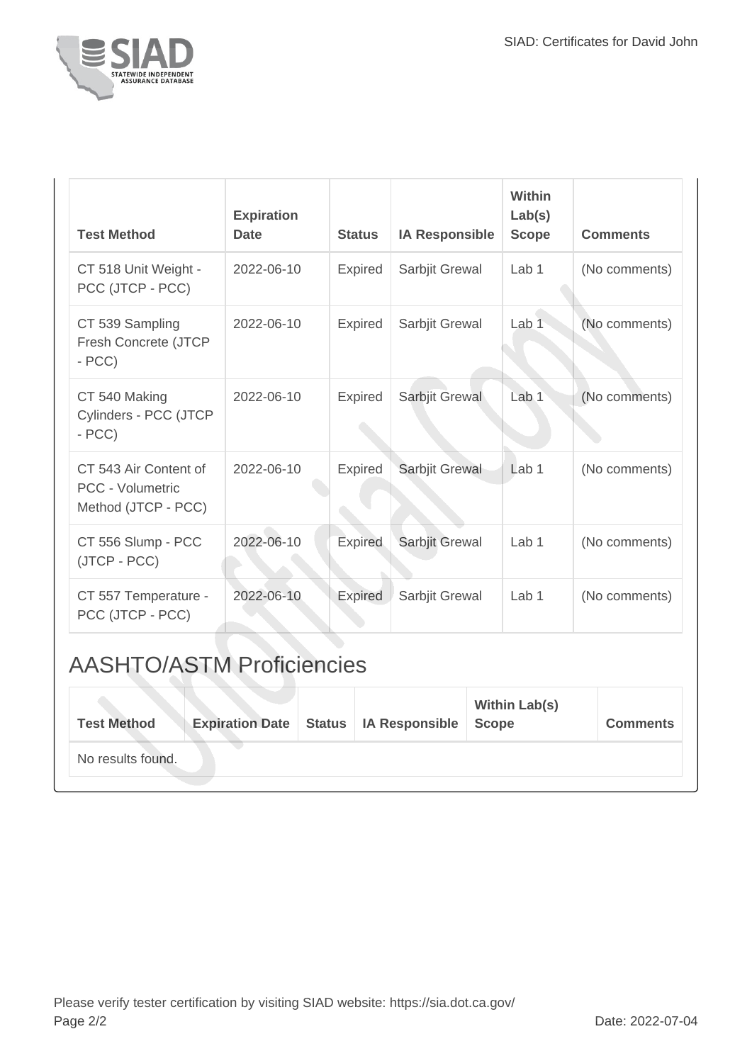| Test Method | Expiration Date | Status | IA Responsible | Within Lab(s) Scope | Comments |
|---|---|---|---|---|---|
| CT 518 Unit Weight - PCC (JTCP - PCC) | 2022-06-10 | Expired | Sarbjit Grewal | Lab 1 | (No comments) |
| CT 539 Sampling Fresh Concrete (JTCP - PCC) | 2022-06-10 | Expired | Sarbjit Grewal | Lab 1 | (No comments) |
| CT 540 Making Cylinders - PCC (JTCP - PCC) | 2022-06-10 | Expired | Sarbjit Grewal | Lab 1 | (No comments) |
| CT 543 Air Content of PCC - Volumetric Method (JTCP - PCC) | 2022-06-10 | Expired | Sarbjit Grewal | Lab 1 | (No comments) |
| CT 556 Slump - PCC (JTCP - PCC) | 2022-06-10 | Expired | Sarbjit Grewal | Lab 1 | (No comments) |
| CT 557 Temperature - PCC (JTCP - PCC) | 2022-06-10 | Expired | Sarbjit Grewal | Lab 1 | (No comments) |

## AASHTO/ASTM Proficiencies

| Test Method | Expiration Date | Status | IA Responsible | Within Lab(s) Scope | Comments |
|---|---|---|---|---|---|
| No results found. | | | | | |

Please verify tester certification by visiting SIAD website: https://sia.dot.ca.gov/

Date: 2022-07-04